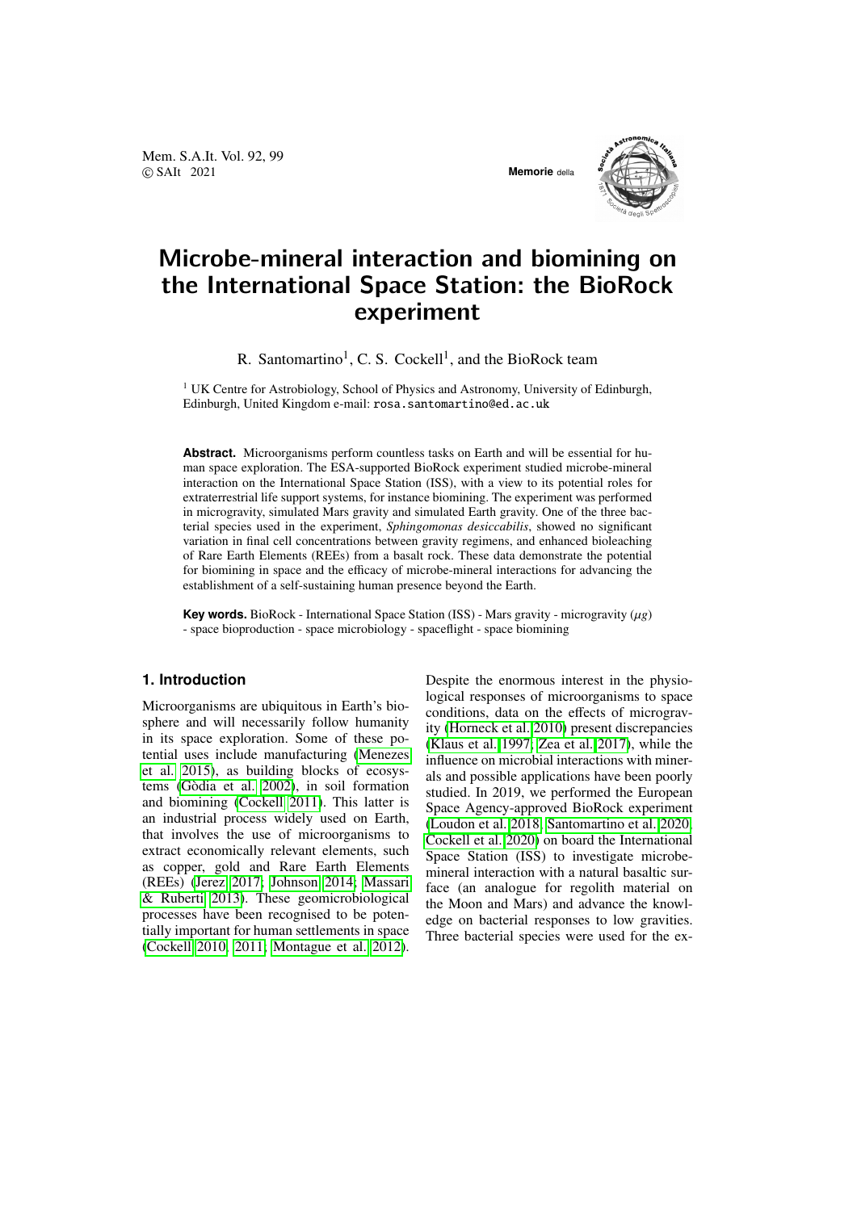# Microbe-mineral interaction and biomining on the International Space Station: the BioRock experiment

R. Santomartino[1], C. S. Cockell[1], and the BioRock team

[1] UK Centre for Astrobiology, School of Physics and Astronomy, University of Edinburgh, Edinburgh, United Kingdom e-mail: rosa.santomartino@ed.ac.uk

**Abstract.** Microorganisms perform countless tasks on Earth and will be essential for human space exploration. The ESA-supported BioRock experiment studied microbe-mineral interaction on the International Space Station (ISS), with a view to its potential roles for extraterrestrial life support systems, for instance biomining. The experiment was performed in microgravity, simulated Mars gravity and simulated Earth gravity. One of the three bacterial species used in the experiment, *Sphingomonas desiccabilis*, showed no significant variation in final cell concentrations between gravity regimens, and enhanced bioleaching of Rare Earth Elements (REEs) from a basalt rock. These data demonstrate the potential for biomining in space and the efficacy of microbe-mineral interactions for advancing the establishment of a self-sustaining human presence beyond the Earth.

**Key words.** BioRock - International Space Station (ISS) - Mars gravity - microgravity ($\mu g$) - space bioproduction - space microbiology - spaceflight - space biomining

## 1. Introduction

Microorganisms are ubiquitous in Earth's biosphere and will necessarily follow humanity in its space exploration. Some of these potential uses include manufacturing (Menezes et al. 2015), as building blocks of ecosystems (Gòdia et al. 2002), in soil formation and biomining (Cockell 2011). This latter is an industrial process widely used on Earth, that involves the use of microorganisms to extract economically relevant elements, such as copper, gold and Rare Earth Elements (REEs) (Jerez 2017; Johnson 2014; Massari & Ruberti 2013). These geomicrobiological processes have been recognised to be potentially important for human settlements in space (Cockell 2010, 2011; Montague et al. 2012).

Despite the enormous interest in the physiological responses of microorganisms to space conditions, data on the effects of microgravity (Horneck et al. 2010) present discrepancies (Klaus et al. 1997; Zea et al. 2017), while the influence on microbial interactions with minerals and possible applications have been poorly studied. In 2019, we performed the European Space Agency-approved BioRock experiment (Loudon et al. 2018; Santomartino et al. 2020; Cockell et al. 2020) on board the International Space Station (ISS) to investigate microbe-mineral interaction with a natural basaltic surface (an analogue for regolith material on the Moon and Mars) and advance the knowledge on bacterial responses to low gravities. Three bacterial species were used for the ex-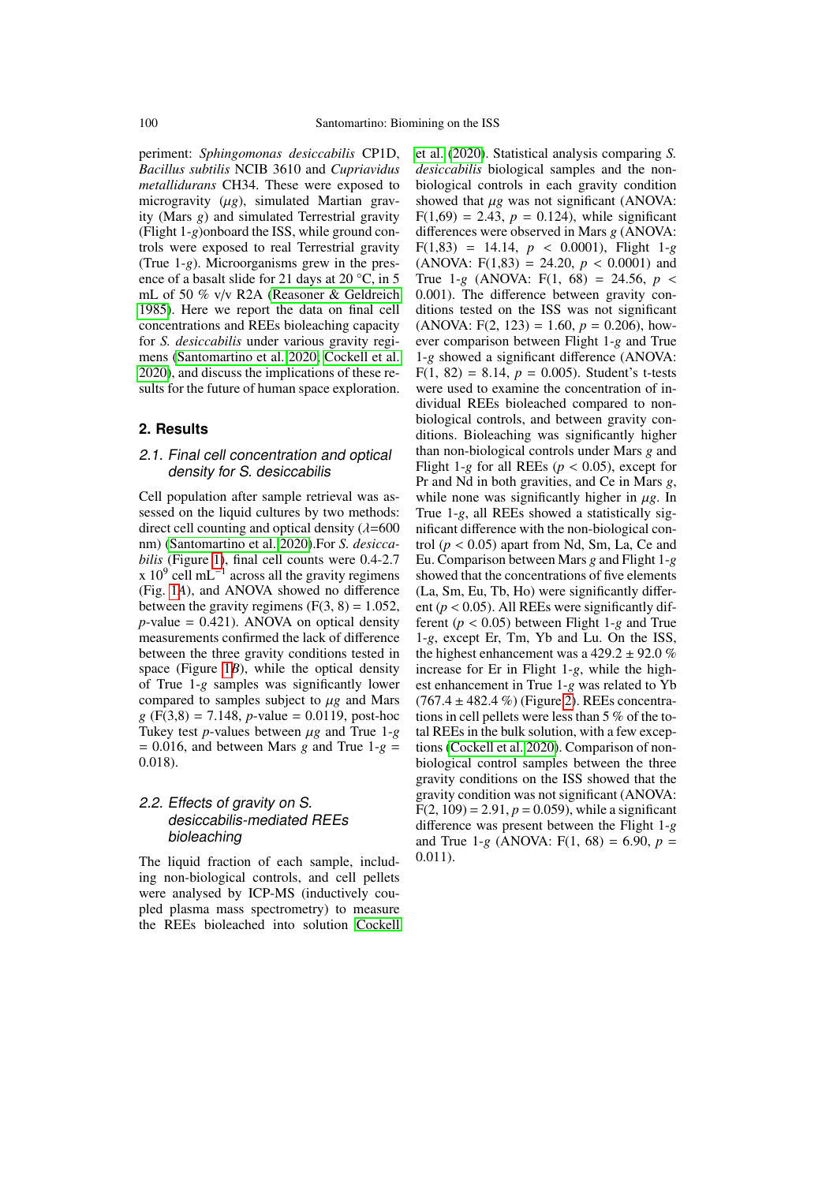periment: *Sphingomonas desiccabilis* CP1D, *Bacillus subtilis* NCIB 3610 and *Cupriavidus metallidurans* CH34. These were exposed to microgravity ($\mu g$), simulated Martian gravity (Mars $g$) and simulated Terrestrial gravity (Flight 1-$g$)onboard the ISS, while ground controls were exposed to real Terrestrial gravity (True 1-$g$). Microorganisms grew in the presence of a basalt slide for 21 days at 20 °C, in 5 mL of 50 % v/v R2A (Reasoner & Geldreich 1985). Here we report the data on final cell concentrations and REEs bioleaching capacity for *S. desiccabilis* under various gravity regimens (Santomartino et al. 2020; Cockell et al. 2020), and discuss the implications of these results for the future of human space exploration.

## 2. Results

### 2.1. Final cell concentration and optical density for S. desiccabilis

Cell population after sample retrieval was assessed on the liquid cultures by two methods: direct cell counting and optical density ($\lambda$=600 nm) (Santomartino et al. 2020).For *S. desiccabilis* (Figure 1), final cell counts were 0.4-2.7 x $10^9$ cell $mL^{-1}$ across all the gravity regimens (Fig. 1*A*), and ANOVA showed no difference between the gravity regimens ($F(3, 8) = 1.052$, $p$-value = 0.421). ANOVA on optical density measurements confirmed the lack of difference between the three gravity conditions tested in space (Figure 1*B*), while the optical density of True 1-$g$ samples was significantly lower compared to samples subject to $\mu g$ and Mars $g$ ($F(3,8) = 7.148$, $p$-value = 0.0119, post-hoc Tukey test $p$-values between $\mu g$ and True 1-$g$ = 0.016, and between Mars $g$ and True 1-$g$ = 0.018).

### 2.2. Effects of gravity on S. desiccabilis-mediated REEs bioleaching

The liquid fraction of each sample, including non-biological controls, and cell pellets were analysed by ICP-MS (inductively coupled plasma mass spectrometry) to measure the REEs bioleached into solution Cockell et al. (2020). Statistical analysis comparing *S. desiccabilis* biological samples and the non-biological controls in each gravity condition showed that $\mu g$ was not significant (ANOVA: $F(1,69) = 2.43$, $p = 0.124$), while significant differences were observed in Mars $g$ (ANOVA: $F(1,83) = 14.14$, $p < 0.0001$), Flight 1-$g$ (ANOVA: $F(1,83) = 24.20$, $p < 0.0001$) and True 1-$g$ (ANOVA: $F(1, 68) = 24.56$, $p < 0.001$). The difference between gravity conditions tested on the ISS was not significant (ANOVA: $F(2, 123) = 1.60$, $p = 0.206$), however comparison between Flight 1-$g$ and True 1-$g$ showed a significant difference (ANOVA: $F(1, 82) = 8.14$, $p = 0.005$). Student's t-tests were used to examine the concentration of individual REEs bioleached compared to non-biological controls, and between gravity conditions. Bioleaching was significantly higher than non-biological controls under Mars $g$ and Flight 1-$g$ for all REEs ($p < 0.05$), except for Pr and Nd in both gravities, and Ce in Mars $g$, while none was significantly higher in $\mu g$. In True 1-$g$, all REEs showed a statistically significant difference with the non-biological control ($p < 0.05$) apart from Nd, Sm, La, Ce and Eu. Comparison between Mars $g$ and Flight 1-$g$ showed that the concentrations of five elements (La, Sm, Eu, Tb, Ho) were significantly different ($p < 0.05$). All REEs were significantly different ($p < 0.05$) between Flight 1-$g$ and True 1-$g$, except Er, Tm, Yb and Lu. On the ISS, the highest enhancement was a 429.2 ± 92.0 % increase for Er in Flight 1-$g$, while the highest enhancement in True 1-$g$ was related to Yb (767.4 ± 482.4 %) (Figure 2). REEs concentrations in cell pellets were less than 5 % of the total REEs in the bulk solution, with a few exceptions (Cockell et al. 2020). Comparison of non-biological control samples between the three gravity conditions on the ISS showed that the gravity condition was not significant (ANOVA: $F(2, 109) = 2.91$, $p = 0.059$), while a significant difference was present between the Flight 1-$g$ and True 1-$g$ (ANOVA: $F(1, 68) = 6.90$, $p = 0.011$).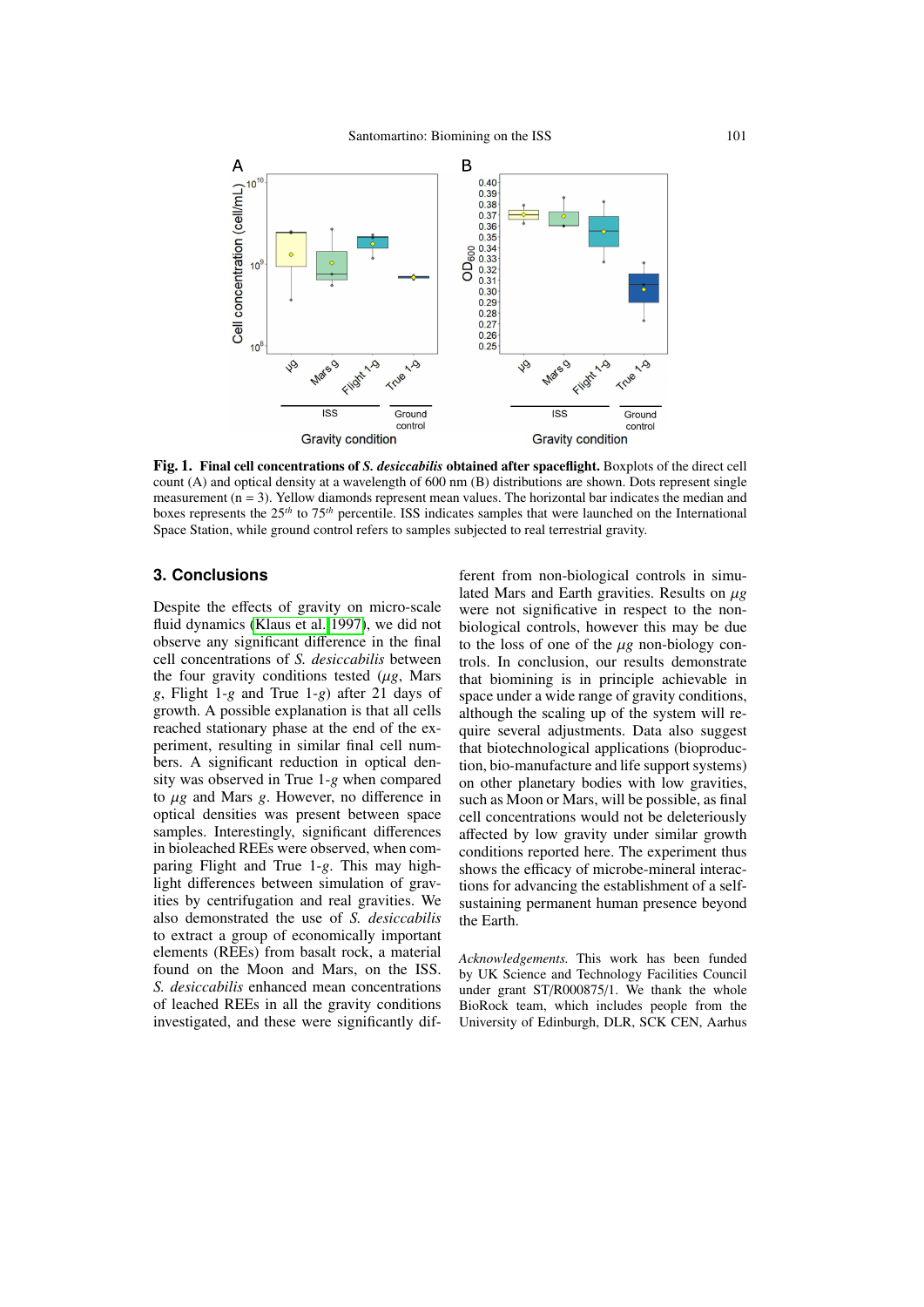**Fig. 1. Final cell concentrations of *S. desiccabilis* obtained after spaceflight.** Boxplots of the direct cell count (A) and optical density at a wavelength of 600 nm (B) distributions are shown. Dots represent single measurement (n = 3). Yellow diamonds represent mean values. The horizontal bar indicates the median and boxes represents the 25$^{th}$ to 75$^{th}$ percentile. ISS indicates samples that were launched on the International Space Station, while ground control refers to samples subjected to real terrestrial gravity.

## 3. Conclusions

Despite the effects of gravity on micro-scale fluid dynamics (Klaus et al. 1997), we did not observe any significant difference in the final cell concentrations of *S. desiccabilis* between the four gravity conditions tested ($\mu g$, Mars $g$, Flight 1-$g$ and True 1-$g$) after 21 days of growth. A possible explanation is that all cells reached stationary phase at the end of the experiment, resulting in similar final cell numbers. A significant reduction in optical density was observed in True 1-$g$ when compared to $\mu g$ and Mars $g$. However, no difference in optical densities was present between space samples. Interestingly, significant differences in bioleached REEs were observed, when comparing Flight and True 1-$g$. This may highlight differences between simulation of gravities by centrifugation and real gravities. We also demonstrated the use of *S. desiccabilis* to extract a group of economically important elements (REEs) from basalt rock, a material found on the Moon and Mars, on the ISS. *S. desiccabilis* enhanced mean concentrations of leached REEs in all the gravity conditions investigated, and these were significantly different from non-biological controls in simulated Mars and Earth gravities. Results on $\mu g$ were not significative in respect to the non-biological controls, however this may be due to the loss of one of the $\mu g$ non-biology controls. In conclusion, our results demonstrate that biomining is in principle achievable in space under a wide range of gravity conditions, although the scaling up of the system will require several adjustments. Data also suggest that biotechnological applications (bioproduction, bio-manufacture and life support systems) on other planetary bodies with low gravities, such as Moon or Mars, will be possible, as final cell concentrations would not be deleteriously affected by low gravity under similar growth conditions reported here. The experiment thus shows the efficacy of microbe-mineral interactions for advancing the establishment of a self-sustaining permanent human presence beyond the Earth.

*Acknowledgements.* This work has been funded by UK Science and Technology Facilities Council under grant ST/R000875/1. We thank the whole BioRock team, which includes people from the University of Edinburgh, DLR, SCK CEN, Aarhus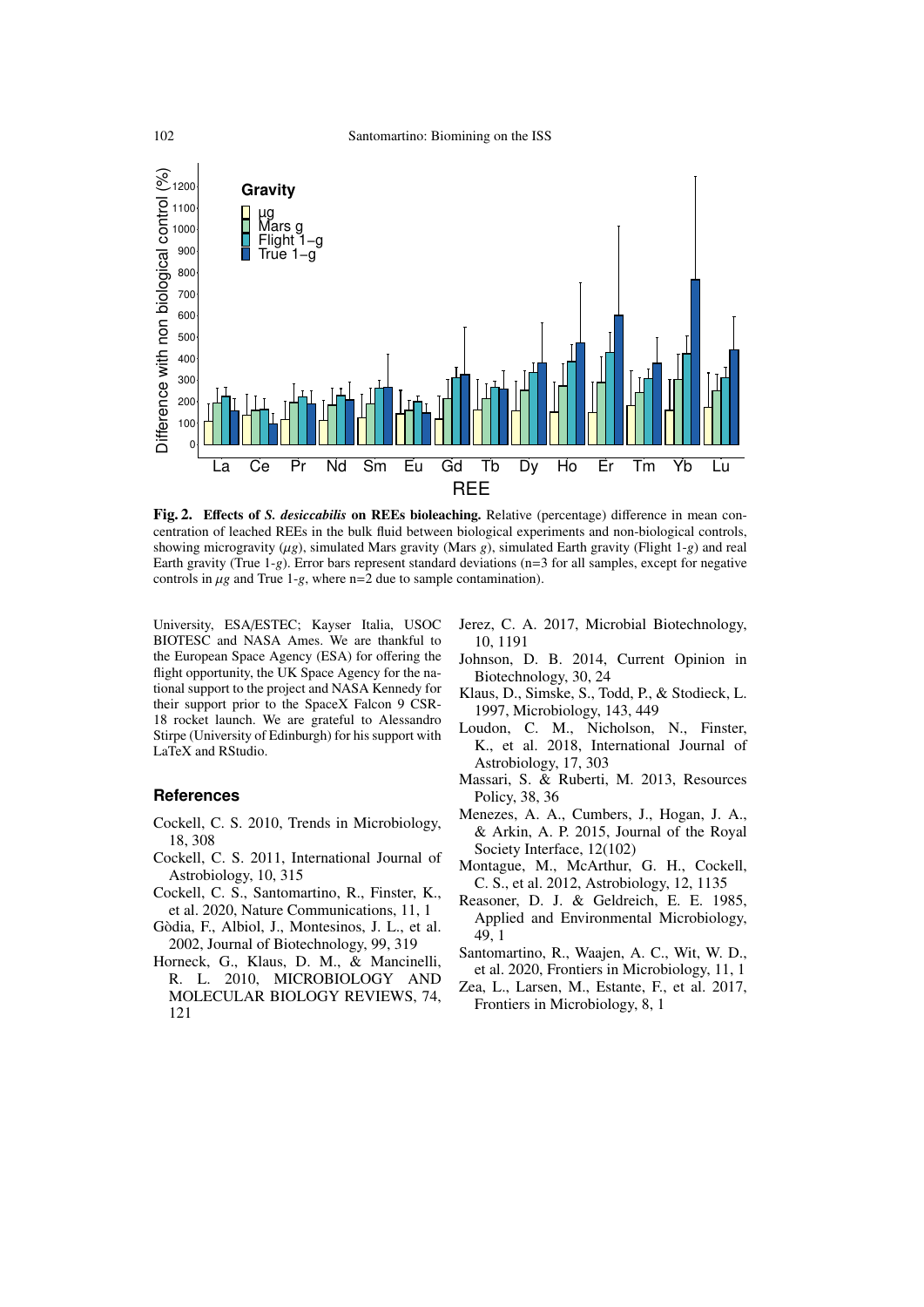Gravity

μg

Mars g

Flight 1−g

True 1−g

Difference with non biological control (%)

1200

1100

1000

900

800

700

600

500

400

300

200

100

0

La Ce Pr Nd Sm Eu Gd Tb Dy Ho Er Tm Yb Lu

REE

**Fig. 2.** **Effects of *S. desiccabilis* on REEs bioleaching.** Relative (percentage) difference in mean concentration of leached REEs in the bulk fluid between biological experiments and non-biological controls, showing microgravity ($\mu g$), simulated Mars gravity (Mars $g$), simulated Earth gravity (Flight 1-$g$) and real Earth gravity (True 1-$g$). Error bars represent standard deviations (n=3 for all samples, except for negative controls in $\mu g$ and True 1-$g$, where n=2 due to sample contamination).

University, ESA/ESTEC; Kayser Italia, USOC BIOTESC and NASA Ames. We are thankful to the European Space Agency (ESA) for offering the flight opportunity, the UK Space Agency for the national support to the project and NASA Kennedy for their support prior to the SpaceX Falcon 9 CSR-18 rocket launch. We are grateful to Alessandro Stirpe (University of Edinburgh) for his support with LaTeX and RStudio.

## References

Cockell, C. S. 2010, Trends in Microbiology, 18, 308

Cockell, C. S. 2011, International Journal of Astrobiology, 10, 315

Cockell, C. S., Santomartino, R., Finster, K., et al. 2020, Nature Communications, 11, 1

Gòdia, F., Albiol, J., Montesinos, J. L., et al. 2002, Journal of Biotechnology, 99, 319

Horneck, G., Klaus, D. M., & Mancinelli, R. L. 2010, MICROBIOLOGY AND MOLECULAR BIOLOGY REVIEWS, 74, 121

Jerez, C. A. 2017, Microbial Biotechnology, 10, 1191

Johnson, D. B. 2014, Current Opinion in Biotechnology, 30, 24

Klaus, D., Simske, S., Todd, P., & Stodieck, L. 1997, Microbiology, 143, 449

Loudon, C. M., Nicholson, N., Finster, K., et al. 2018, International Journal of Astrobiology, 17, 303

Massari, S. & Ruberti, M. 2013, Resources Policy, 38, 36

Menezes, A. A., Cumbers, J., Hogan, J. A., & Arkin, A. P. 2015, Journal of the Royal Society Interface, 12(102)

Montague, M., McArthur, G. H., Cockell, C. S., et al. 2012, Astrobiology, 12, 1135

Reasoner, D. J. & Geldreich, E. E. 1985, Applied and Environmental Microbiology, 49, 1

Santomartino, R., Waajen, A. C., Wit, W. D., et al. 2020, Frontiers in Microbiology, 11, 1

Zea, L., Larsen, M., Estante, F., et al. 2017, Frontiers in Microbiology, 8, 1